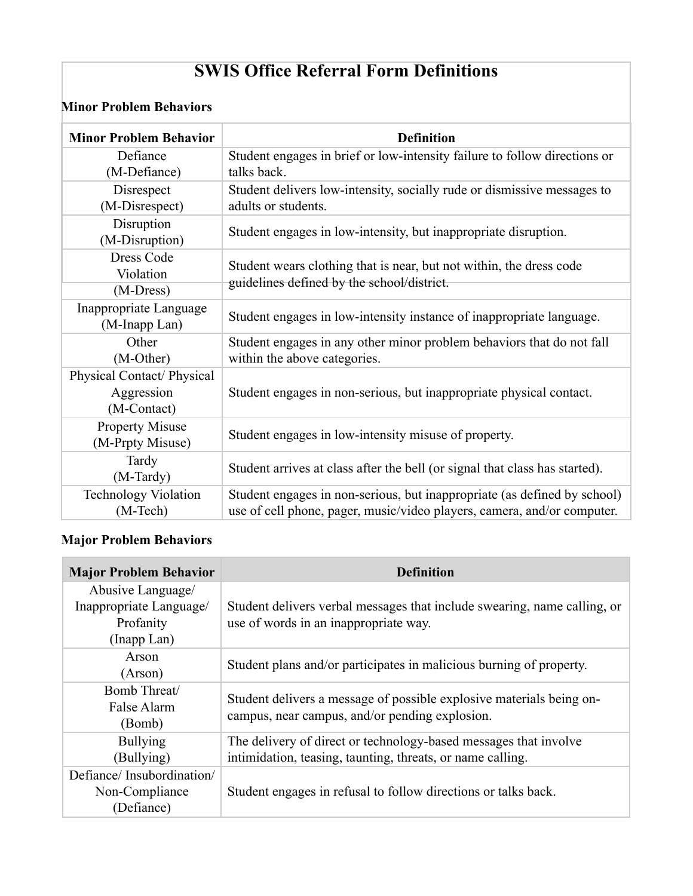# SWIS Office Referral Form Definitions

### Minor Problem Behaviors

| Minor Problem Behavior | Definition |
| --- | --- |
| Defiance (M-Defiance) | Student engages in brief or low-intensity failure to follow directions or talks back. |
| Disrespect (M-Disrespect) | Student delivers low-intensity, socially rude or dismissive messages to adults or students. |
| Disruption (M-Disruption) | Student engages in low-intensity, but inappropriate disruption. |
| Dress Code Violation (M-Dress) | Student wears clothing that is near, but not within, the dress code guidelines defined by the school/district. |
| Inappropriate Language (M-Inapp Lan) | Student engages in low-intensity instance of inappropriate language. |
| Other (M-Other) | Student engages in any other minor problem behaviors that do not fall within the above categories. |
| Physical Contact/ Physical Aggression (M-Contact) | Student engages in non-serious, but inappropriate physical contact. |
| Property Misuse (M-Prpty Misuse) | Student engages in low-intensity misuse of property. |
| Tardy (M-Tardy) | Student arrives at class after the bell (or signal that class has started). |
| Technology Violation (M-Tech) | Student engages in non-serious, but inappropriate (as defined by school) use of cell phone, pager, music/video players, camera, and/or computer. |

### Major Problem Behaviors

| Major Problem Behavior | Definition |
| --- | --- |
| Abusive Language/ Inappropriate Language/ Profanity (Inapp Lan) | Student delivers verbal messages that include swearing, name calling, or use of words in an inappropriate way. |
| Arson (Arson) | Student plans and/or participates in malicious burning of property. |
| Bomb Threat/ False Alarm (Bomb) | Student delivers a message of possible explosive materials being on-campus, near campus, and/or pending explosion. |
| Bullying (Bullying) | The delivery of direct or technology-based messages that involve intimidation, teasing, taunting, threats, or name calling. |
| Defiance/ Insubordination/ Non-Compliance (Defiance) | Student engages in refusal to follow directions or talks back. |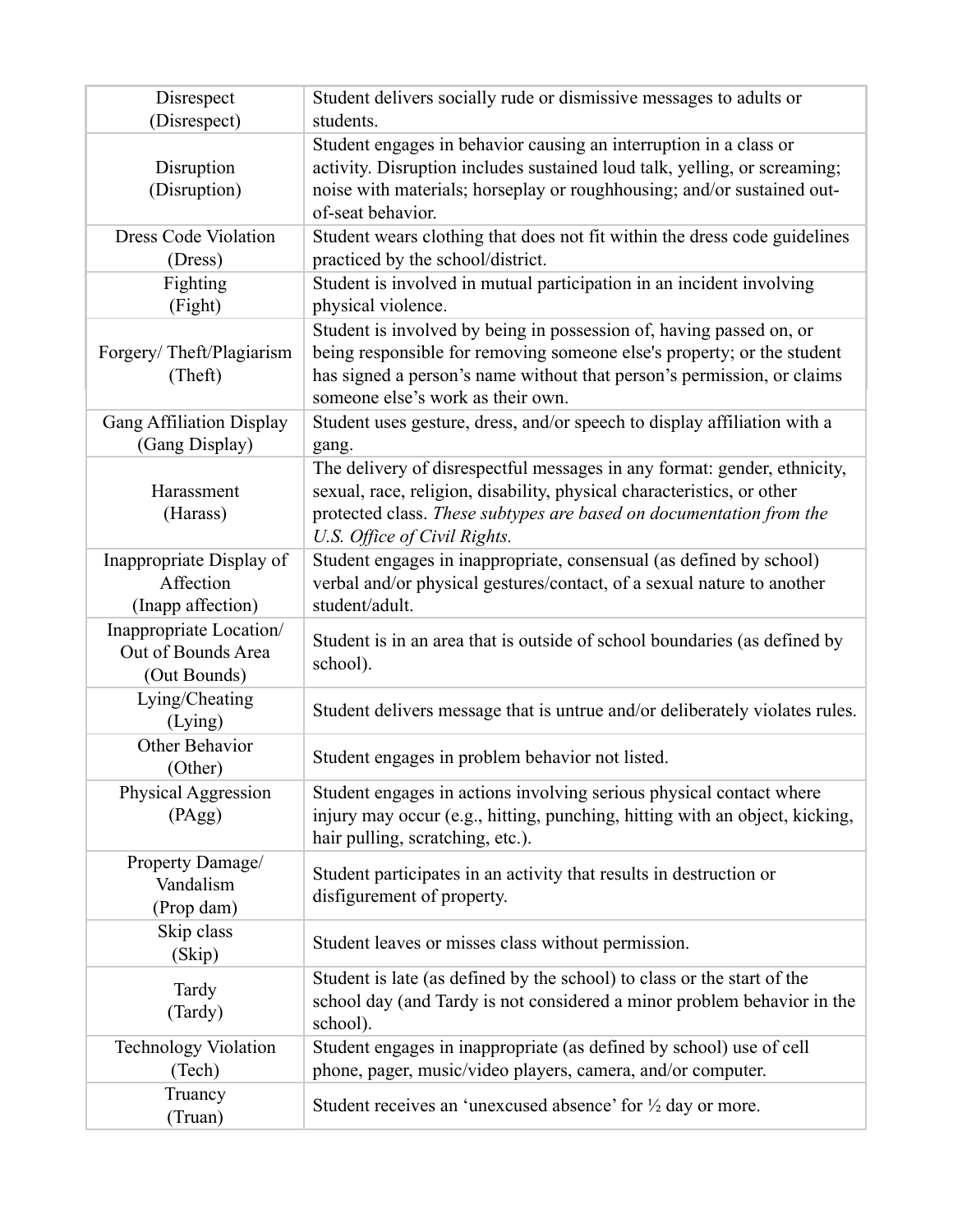| | |
|---|---|
| Disrespect (Disrespect) | Student delivers socially rude or dismissive messages to adults or students. |
| Disruption (Disruption) | Student engages in behavior causing an interruption in a class or activity. Disruption includes sustained loud talk, yelling, or screaming; noise with materials; horseplay or roughhousing; and/or sustained out-of-seat behavior. |
| Dress Code Violation (Dress) | Student wears clothing that does not fit within the dress code guidelines practiced by the school/district. |
| Fighting (Fight) | Student is involved in mutual participation in an incident involving physical violence. |
| Forgery/ Theft/Plagiarism (Theft) | Student is involved by being in possession of, having passed on, or being responsible for removing someone else's property; or the student has signed a person's name without that person's permission, or claims someone else's work as their own. |
| Gang Affiliation Display (Gang Display) | Student uses gesture, dress, and/or speech to display affiliation with a gang. |
| Harassment (Harass) | The delivery of disrespectful messages in any format: gender, ethnicity, sexual, race, religion, disability, physical characteristics, or other protected class. *These subtypes are based on documentation from the U.S. Office of Civil Rights.* |
| Inappropriate Display of Affection (Inapp affection) | Student engages in inappropriate, consensual (as defined by school) verbal and/or physical gestures/contact, of a sexual nature to another student/adult. |
| Inappropriate Location/ Out of Bounds Area (Out Bounds) | Student is in an area that is outside of school boundaries (as defined by school). |
| Lying/Cheating (Lying) | Student delivers message that is untrue and/or deliberately violates rules. |
| Other Behavior (Other) | Student engages in problem behavior not listed. |
| Physical Aggression (PAgg) | Student engages in actions involving serious physical contact where injury may occur (e.g., hitting, punching, hitting with an object, kicking, hair pulling, scratching, etc.). |
| Property Damage/ Vandalism (Prop dam) | Student participates in an activity that results in destruction or disfigurement of property. |
| Skip class (Skip) | Student leaves or misses class without permission. |
| Tardy (Tardy) | Student is late (as defined by the school) to class or the start of the school day (and Tardy is not considered a minor problem behavior in the school). |
| Technology Violation (Tech) | Student engages in inappropriate (as defined by school) use of cell phone, pager, music/video players, camera, and/or computer. |
| Truancy (Truan) | Student receives an 'unexcused absence' for ½ day or more. |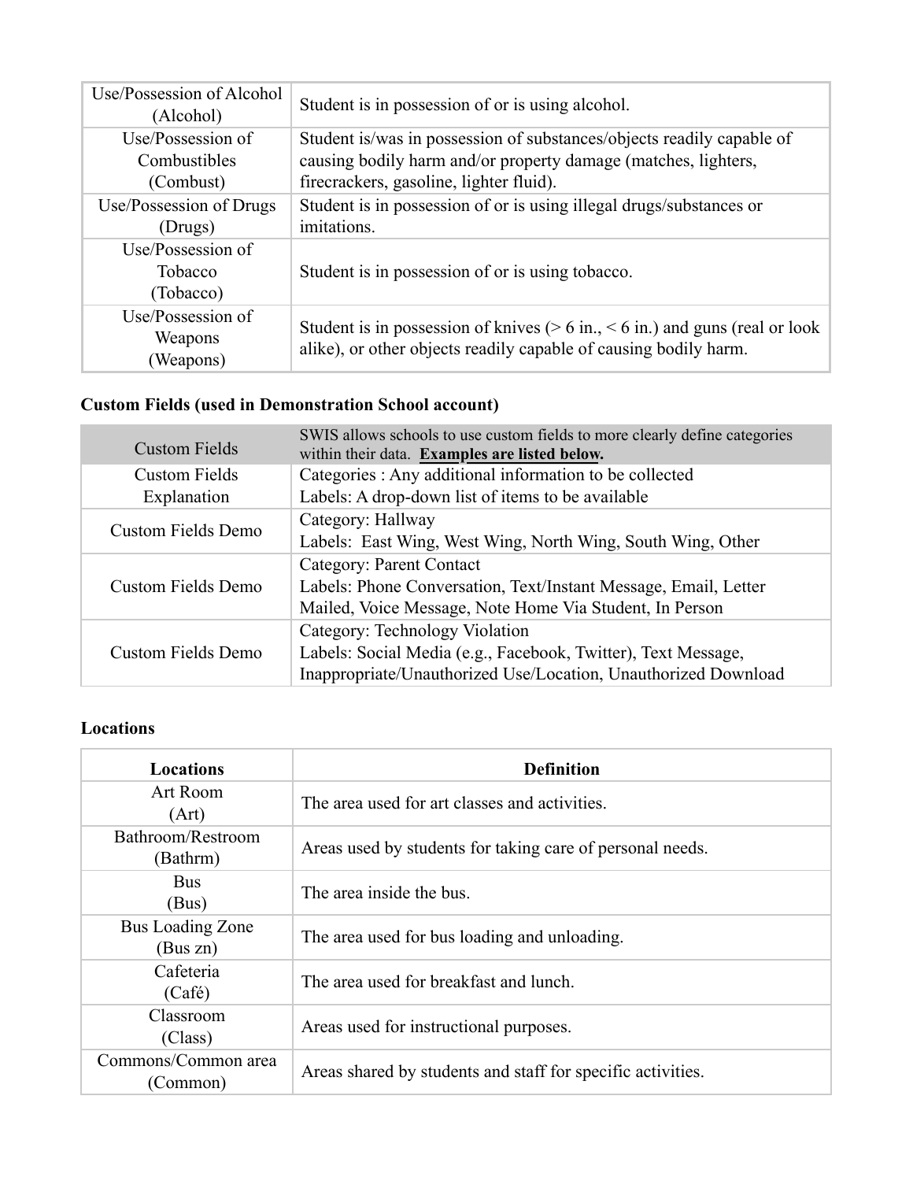| | |
|---|---|
| Use/Possession of Alcohol (Alcohol) | Student is in possession of or is using alcohol. |
| Use/Possession of Combustibles (Combust) | Student is/was in possession of substances/objects readily capable of causing bodily harm and/or property damage (matches, lighters, firecrackers, gasoline, lighter fluid). |
| Use/Possession of Drugs (Drugs) | Student is in possession of or is using illegal drugs/substances or imitations. |
| Use/Possession of Tobacco (Tobacco) | Student is in possession of or is using tobacco. |
| Use/Possession of Weapons (Weapons) | Student is in possession of knives (> 6 in., < 6 in.) and guns (real or look alike), or other objects readily capable of causing bodily harm. |

**Custom Fields (used in Demonstration School account)**

| Custom Fields | SWIS allows schools to use custom fields to more clearly define categories within their data. **Examples are listed below.** |
|---|---|
| Custom Fields Explanation | Categories : Any additional information to be collected<br>Labels: A drop-down list of items to be available |
| Custom Fields Demo | Category: Hallway<br>Labels: East Wing, West Wing, North Wing, South Wing, Other |
| Custom Fields Demo | Category: Parent Contact<br>Labels: Phone Conversation, Text/Instant Message, Email, Letter Mailed, Voice Message, Note Home Via Student, In Person |
| Custom Fields Demo | Category: Technology Violation<br>Labels: Social Media (e.g., Facebook, Twitter), Text Message, Inappropriate/Unauthorized Use/Location, Unauthorized Download |

**Locations**

| Locations | Definition |
|---|---|
| Art Room (Art) | The area used for art classes and activities. |
| Bathroom/Restroom (Bathrm) | Areas used by students for taking care of personal needs. |
| Bus (Bus) | The area inside the bus. |
| Bus Loading Zone (Bus zn) | The area used for bus loading and unloading. |
| Cafeteria (Café) | The area used for breakfast and lunch. |
| Classroom (Class) | Areas used for instructional purposes. |
| Commons/Common area (Common) | Areas shared by students and staff for specific activities. |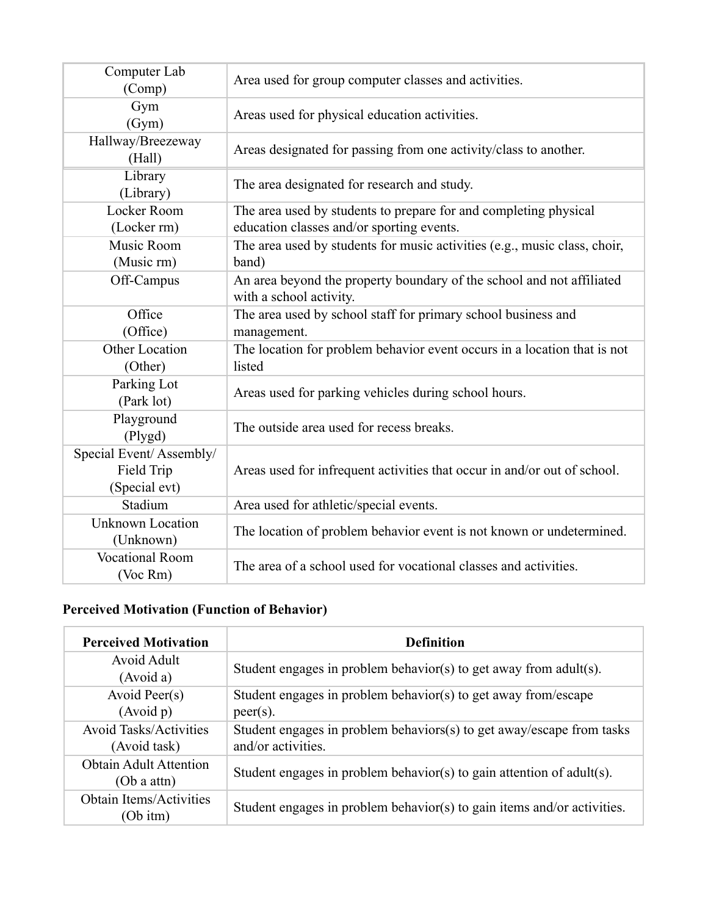| | |
|---|---|
| Computer Lab (Comp) | Area used for group computer classes and activities. |
| Gym (Gym) | Areas used for physical education activities. |
| Hallway/Breezeway (Hall) | Areas designated for passing from one activity/class to another. |
| Library (Library) | The area designated for research and study. |
| Locker Room (Locker rm) | The area used by students to prepare for and completing physical education classes and/or sporting events. |
| Music Room (Music rm) | The area used by students for music activities (e.g., music class, choir, band) |
| Off-Campus | An area beyond the property boundary of the school and not affiliated with a school activity. |
| Office (Office) | The area used by school staff for primary school business and management. |
| Other Location (Other) | The location for problem behavior event occurs in a location that is not listed |
| Parking Lot (Park lot) | Areas used for parking vehicles during school hours. |
| Playground (Plygd) | The outside area used for recess breaks. |
| Special Event/ Assembly/ Field Trip (Special evt) | Areas used for infrequent activities that occur in and/or out of school. |
| Stadium | Area used for athletic/special events. |
| Unknown Location (Unknown) | The location of problem behavior event is not known or undetermined. |
| Vocational Room (Voc Rm) | The area of a school used for vocational classes and activities. |

**Perceived Motivation (Function of Behavior)**

| Perceived Motivation | Definition |
|---|---|
| Avoid Adult (Avoid a) | Student engages in problem behavior(s) to get away from adult(s). |
| Avoid Peer(s) (Avoid p) | Student engages in problem behavior(s) to get away from/escape peer(s). |
| Avoid Tasks/Activities (Avoid task) | Student engages in problem behaviors(s) to get away/escape from tasks and/or activities. |
| Obtain Adult Attention (Ob a attn) | Student engages in problem behavior(s) to gain attention of adult(s). |
| Obtain Items/Activities (Ob itm) | Student engages in problem behavior(s) to gain items and/or activities. |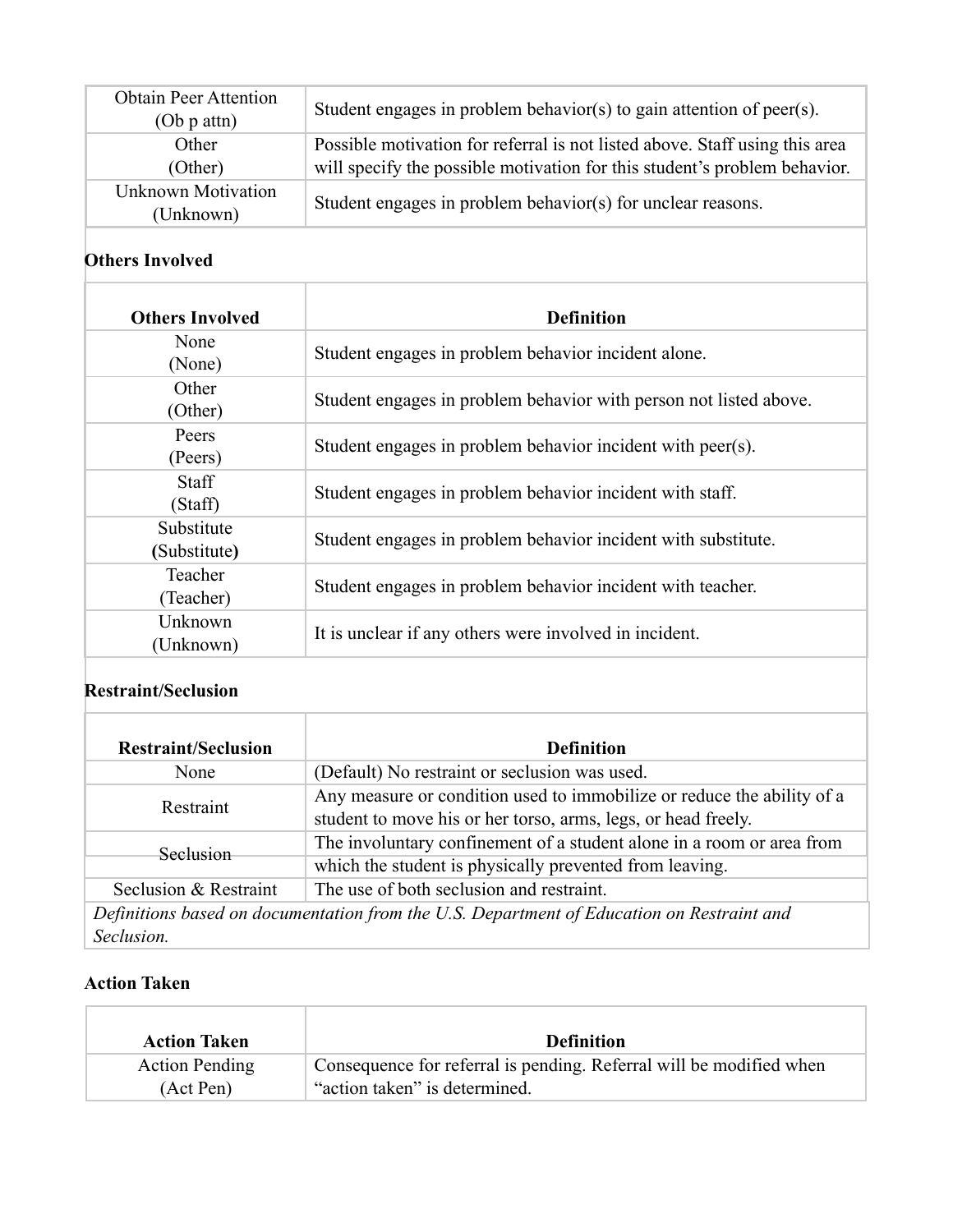| Obtain Peer Attention (Ob p attn) | Student engages in problem behavior(s) to gain attention of peer(s). |
|---|---|
| Other (Other) | Possible motivation for referral is not listed above. Staff using this area will specify the possible motivation for this student's problem behavior. |
| Unknown Motivation (Unknown) | Student engages in problem behavior(s) for unclear reasons. |

**Others Involved**

| Others Involved | Definition |
|---|---|
| None (None) | Student engages in problem behavior incident alone. |
| Other (Other) | Student engages in problem behavior with person not listed above. |
| Peers (Peers) | Student engages in problem behavior incident with peer(s). |
| Staff (Staff) | Student engages in problem behavior incident with staff. |
| Substitute (Substitute) | Student engages in problem behavior incident with substitute. |
| Teacher (Teacher) | Student engages in problem behavior incident with teacher. |
| Unknown (Unknown) | It is unclear if any others were involved in incident. |

**Restraint/Seclusion**

| Restraint/Seclusion | Definition |
|---|---|
| None | (Default) No restraint or seclusion was used. |
| Restraint | Any measure or condition used to immobilize or reduce the ability of a student to move his or her torso, arms, legs, or head freely. |
| Seclusion | The involuntary confinement of a student alone in a room or area from which the student is physically prevented from leaving. |
| Seclusion & Restraint | The use of both seclusion and restraint. |
| *Definitions based on documentation from the U.S. Department of Education on Restraint and Seclusion.* | |

**Action Taken**

| Action Taken | Definition |
|---|---|
| Action Pending (Act Pen) | Consequence for referral is pending. Referral will be modified when "action taken" is determined. |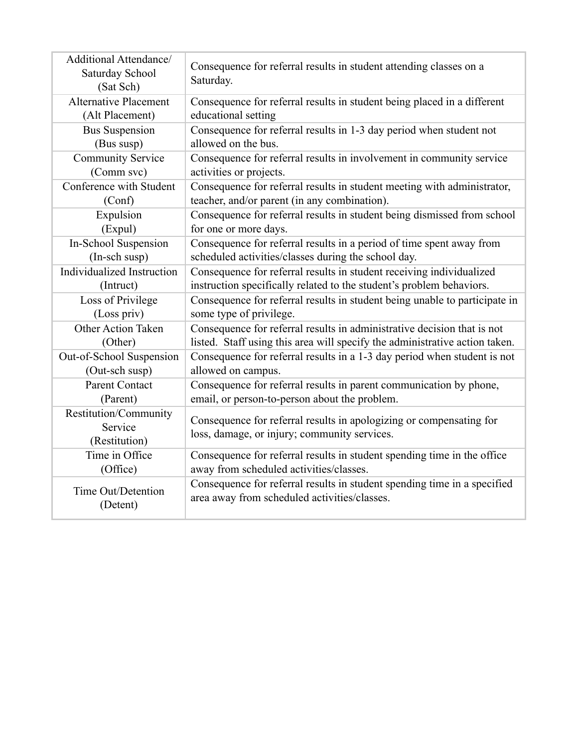| | |
|---|---|
| Additional Attendance/ Saturday School (Sat Sch) | Consequence for referral results in student attending classes on a Saturday. |
| Alternative Placement (Alt Placement) | Consequence for referral results in student being placed in a different educational setting |
| Bus Suspension (Bus susp) | Consequence for referral results in 1-3 day period when student not allowed on the bus. |
| Community Service (Comm svc) | Consequence for referral results in involvement in community service activities or projects. |
| Conference with Student (Conf) | Consequence for referral results in student meeting with administrator, teacher, and/or parent (in any combination). |
| Expulsion (Expul) | Consequence for referral results in student being dismissed from school for one or more days. |
| In-School Suspension (In-sch susp) | Consequence for referral results in a period of time spent away from scheduled activities/classes during the school day. |
| Individualized Instruction (Intruct) | Consequence for referral results in student receiving individualized instruction specifically related to the student's problem behaviors. |
| Loss of Privilege (Loss priv) | Consequence for referral results in student being unable to participate in some type of privilege. |
| Other Action Taken (Other) | Consequence for referral results in administrative decision that is not listed. Staff using this area will specify the administrative action taken. |
| Out-of-School Suspension (Out-sch susp) | Consequence for referral results in a 1-3 day period when student is not allowed on campus. |
| Parent Contact (Parent) | Consequence for referral results in parent communication by phone, email, or person-to-person about the problem. |
| Restitution/Community Service (Restitution) | Consequence for referral results in apologizing or compensating for loss, damage, or injury; community services. |
| Time in Office (Office) | Consequence for referral results in student spending time in the office away from scheduled activities/classes. |
| Time Out/Detention (Detent) | Consequence for referral results in student spending time in a specified area away from scheduled activities/classes. |